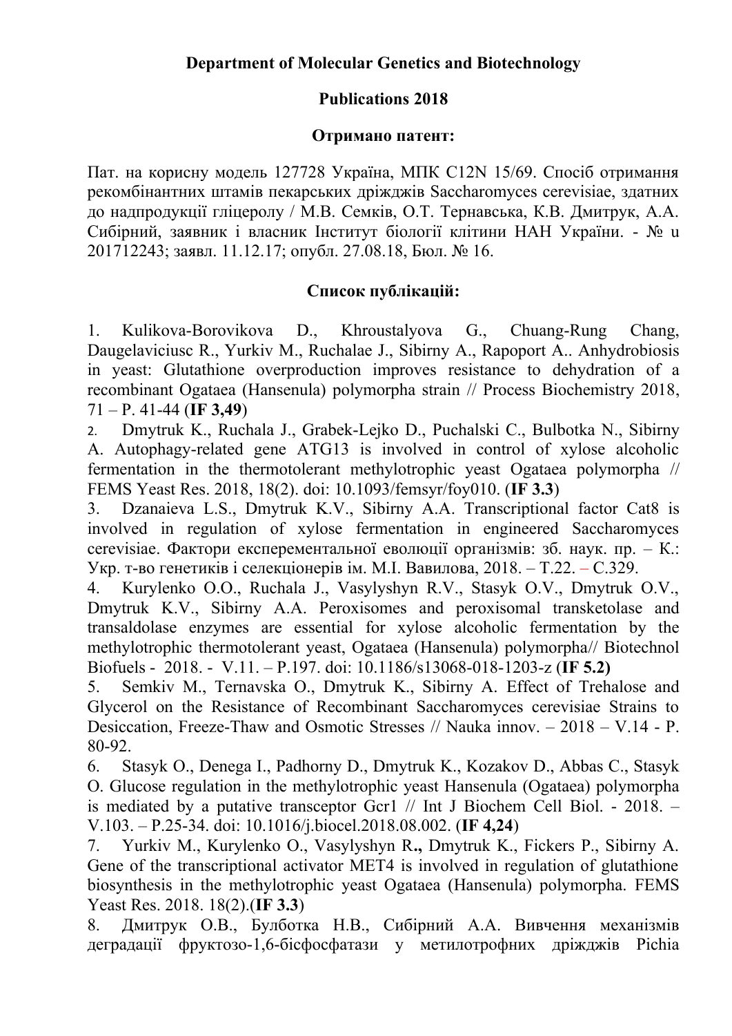**Department of Molecular Genetics and Biotechnology**

**Publications 2018**

**Отримано патент:**

Пат. на корисну модель 127728 Україна, МПК C12N 15/69. Спосіб отримання рекомбінантних штамів пекарських дріжджів Saccharomyces cerevisiae, здатних до надпродукції гліцеролу / М.В. Семків, О.Т. Тернавська, К.В. Дмитрук, А.А. Сибірний, заявник і власник Інститут біології клітини НАН України. - № u 201712243; заявл. 11.12.17; опубл. 27.08.18, Бюл. № 16.

**Список публікацій:**

1. Kulikova-Borovikova D., Khroustalyova G., Chuang-Rung Chang, Daugelaviciusc R., Yurkiv M., Ruchalae J., Sibirny A., Rapoport A.. Anhydrobiosis in yeast: Glutathione overproduction improves resistance to dehydration of a recombinant Ogataea (Hansenula) polymorpha strain // Process Biochemistry 2018, 71 – P. 41-44 (**IF 3,49**)
2. Dmytruk K., Ruchala J., Grabek-Lejko D., Puchalski C., Bulbotka N., Sibirny A. Autophagy-related gene ATG13 is involved in control of xylose alcoholic fermentation in the thermotolerant methylotrophic yeast Ogataea polymorpha // FEMS Yeast Res. 2018, 18(2). doi: 10.1093/femsyr/foy010. (**IF 3.3**)
3. Dzanaieva L.S., Dmytruk K.V., Sibirny A.A. Transcriptional factor Cat8 is involved in regulation of xylose fermentation in engineered Saccharomyces cerevisiae. Фактори експерементальної еволюції організмів: зб. наук. пр. – К.: Укр. т-во генетиків і селекціонерів ім. М.І. Вавилова, 2018. – Т.22. – С.329.
4. Kurylenko O.O., Ruchala J., Vasylyshyn R.V., Stasyk O.V., Dmytruk O.V., Dmytruk K.V., Sibirny A.A. Peroxisomes and peroxisomal transketolase and transaldolase enzymes are essential for xylose alcoholic fermentation by the methylotrophic thermotolerant yeast, Ogataea (Hansenula) polymorpha// Biotechnol Biofuels - 2018. - V.11. – P.197. doi: 10.1186/s13068-018-1203-z (**IF 5.2)**
5. Semkiv M., Ternavska O., Dmytruk K., Sibirny A. Effect of Trehalose and Glycerol on the Resistance of Recombinant Saccharomyces cerevisiae Strains to Desiccation, Freeze-Thaw and Osmotic Stresses // Nauka innov. – 2018 – V.14 - P. 80-92.
6. Stasyk O., Denega I., Padhorny D., Dmytruk K., Kozakov D., Abbas C., Stasyk O. Glucose regulation in the methylotrophic yeast Hansenula (Ogataea) polymorpha is mediated by a putative transceptor Gcr1 // Int J Biochem Cell Biol. - 2018. – V.103. – P.25-34. doi: 10.1016/j.biocel.2018.08.002. (**IF 4,24**)
7. Yurkiv M., Kurylenko O., Vasylyshyn R**.,** Dmytruk K., Fickers P., Sibirny A. Gene of the transcriptional activator MET4 is involved in regulation of glutathione biosynthesis in the methylotrophic yeast Ogataea (Hansenula) polymorpha. FEMS Yeast Res. 2018. 18(2).(**IF 3.3**)
8. Дмитрук О.В., Булботка Н.В., Сибірний А.А. Вивчення механізмів деградації фруктозо-1,6-бісфосфатази у метилотрофних дріжджів Pichia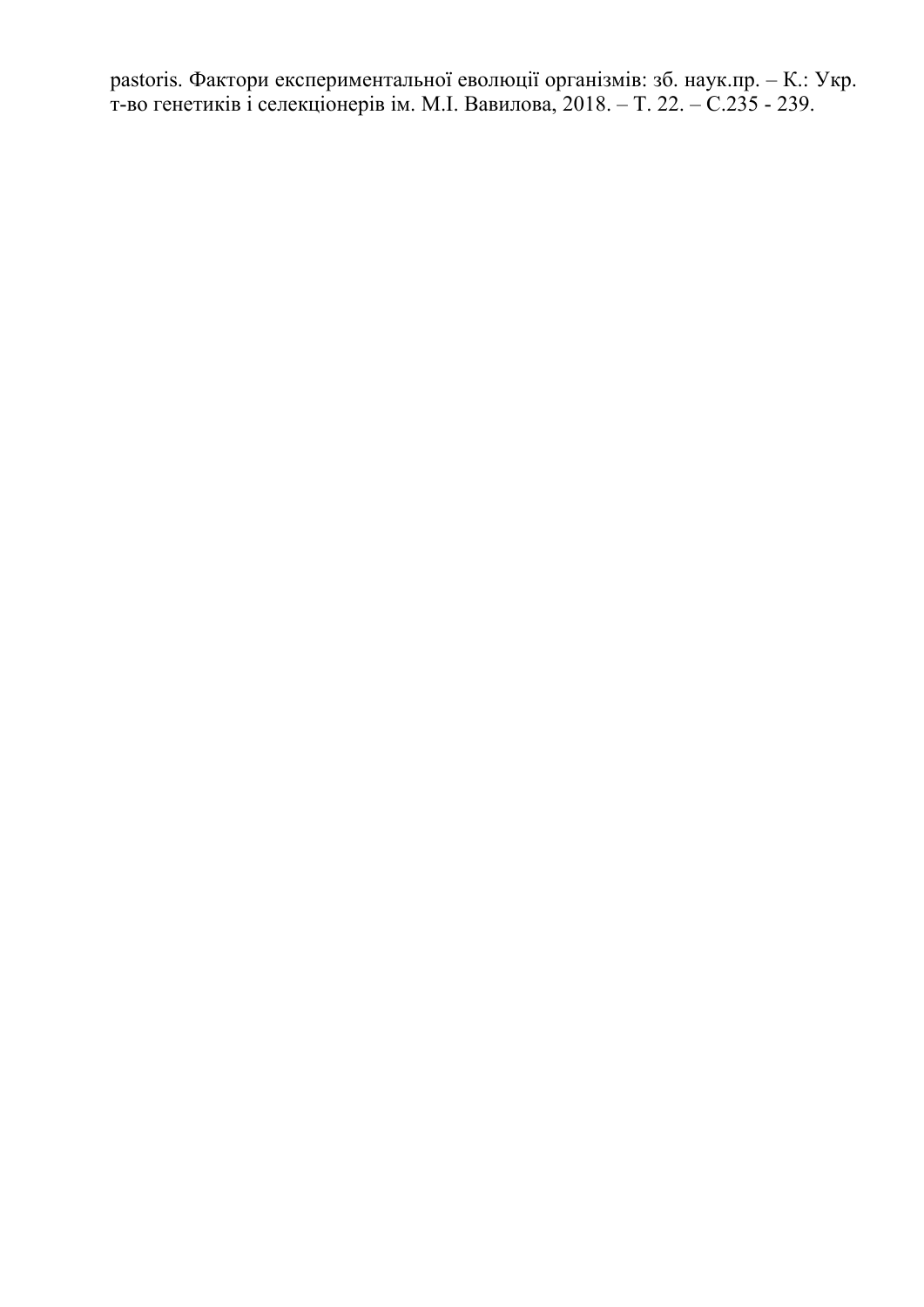pastoris. Фактори експериментальної еволюції організмів: зб. наук.пр. – К.: Укр. т-во генетиків і селекціонерів ім. М.І. Вавилова, 2018. – Т. 22. – С.235 - 239.